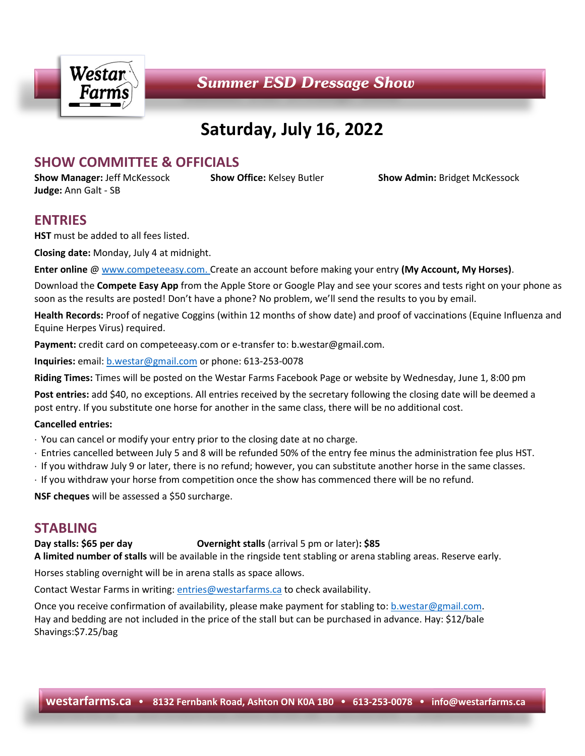# Summer ESD Dressage Show

## Saturday, July 16, 2022

## SHOW COMMITTEE & OFFICIALS

**Show Manager:** Jeff McKessock  **Show Office:** Kelsey Butler  **Show Admin:** Bridget McKessock
**Judge:** Ann Galt - SB

## ENTRIES

**HST** must be added to all fees listed.

**Closing date:** Monday, July 4 at midnight.

**Enter online** @ www.competeeasy.com. Create an account before making your entry **(My Account, My Horses)**.

Download the **Compete Easy App** from the Apple Store or Google Play and see your scores and tests right on your phone as soon as the results are posted! Don't have a phone? No problem, we'll send the results to you by email.

**Health Records:** Proof of negative Coggins (within 12 months of show date) and proof of vaccinations (Equine Influenza and Equine Herpes Virus) required.

**Payment:** credit card on competeeasy.com or e-transfer to: b.westar@gmail.com.

**Inquiries:** email: b.westar@gmail.com or phone: 613-253-0078

**Riding Times:** Times will be posted on the Westar Farms Facebook Page or website by Wednesday, June 1, 8:00 pm

**Post entries:** add $40, no exceptions. All entries received by the secretary following the closing date will be deemed a post entry. If you substitute one horse for another in the same class, there will be no additional cost.

**Cancelled entries:**

- You can cancel or modify your entry prior to the closing date at no charge.
- Entries cancelled between July 5 and 8 will be refunded 50% of the entry fee minus the administration fee plus HST.
- If you withdraw July 9 or later, there is no refund; however, you can substitute another horse in the same classes.
- If you withdraw your horse from competition once the show has commenced there will be no refund.

**NSF cheques** will be assessed a $50 surcharge.

## STABLING

**Day stalls: $65 per day**  **Overnight stalls** (arrival 5 pm or later)**: $85**
**A limited number of stalls** will be available in the ringside tent stabling or arena stabling areas. Reserve early.

Horses stabling overnight will be in arena stalls as space allows.

Contact Westar Farms in writing: entries@westarfarms.ca to check availability.

Once you receive confirmation of availability, please make payment for stabling to: b.westar@gmail.com.
Hay and bedding are not included in the price of the stall but can be purchased in advance. Hay: $12/bale
Shavings:$7.25/bag

**westarfarms.ca • 8132 Fernbank Road, Ashton ON K0A 1B0 • 613-253-0078 • info@westarfarms.ca**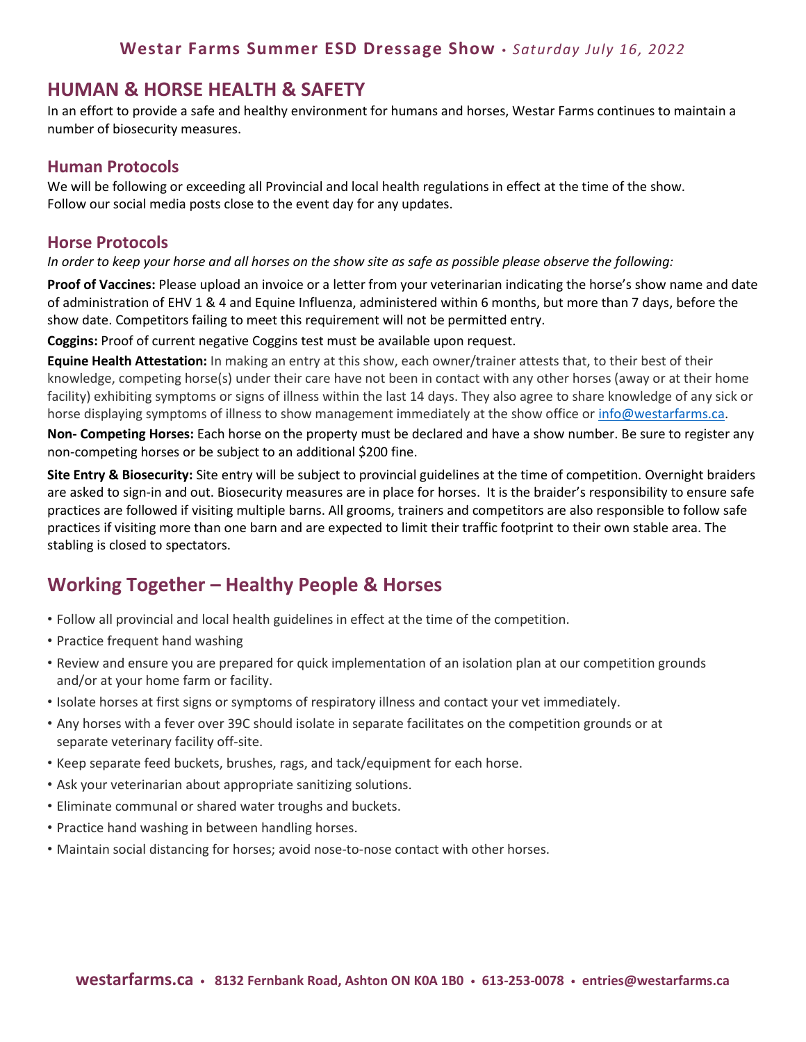## HUMAN & HORSE HEALTH & SAFETY

In an effort to provide a safe and healthy environment for humans and horses, Westar Farms continues to maintain a number of biosecurity measures.

### Human Protocols

We will be following or exceeding all Provincial and local health regulations in effect at the time of the show.
Follow our social media posts close to the event day for any updates.

### Horse Protocols

*In order to keep your horse and all horses on the show site as safe as possible please observe the following:*

**Proof of Vaccines:** Please upload an invoice or a letter from your veterinarian indicating the horse's show name and date of administration of EHV 1 & 4 and Equine Influenza, administered within 6 months, but more than 7 days, before the show date. Competitors failing to meet this requirement will not be permitted entry.

**Coggins:** Proof of current negative Coggins test must be available upon request.

**Equine Health Attestation:** In making an entry at this show, each owner/trainer attests that, to their best of their knowledge, competing horse(s) under their care have not been in contact with any other horses (away or at their home facility) exhibiting symptoms or signs of illness within the last 14 days. They also agree to share knowledge of any sick or horse displaying symptoms of illness to show management immediately at the show office or info@westarfarms.ca.

**Non- Competing Horses:** Each horse on the property must be declared and have a show number. Be sure to register any non-competing horses or be subject to an additional $200 fine.

**Site Entry & Biosecurity:** Site entry will be subject to provincial guidelines at the time of competition. Overnight braiders are asked to sign-in and out. Biosecurity measures are in place for horses. It is the braider's responsibility to ensure safe practices are followed if visiting multiple barns. All grooms, trainers and competitors are also responsible to follow safe practices if visiting more than one barn and are expected to limit their traffic footprint to their own stable area. The stabling is closed to spectators.

## Working Together – Healthy People & Horses

- Follow all provincial and local health guidelines in effect at the time of the competition.
- Practice frequent hand washing
- Review and ensure you are prepared for quick implementation of an isolation plan at our competition grounds and/or at your home farm or facility.
- Isolate horses at first signs or symptoms of respiratory illness and contact your vet immediately.
- Any horses with a fever over 39C should isolate in separate facilitates on the competition grounds or at separate veterinary facility off-site.
- Keep separate feed buckets, brushes, rags, and tack/equipment for each horse.
- Ask your veterinarian about appropriate sanitizing solutions.
- Eliminate communal or shared water troughs and buckets.
- Practice hand washing in between handling horses.
- Maintain social distancing for horses; avoid nose-to-nose contact with other horses.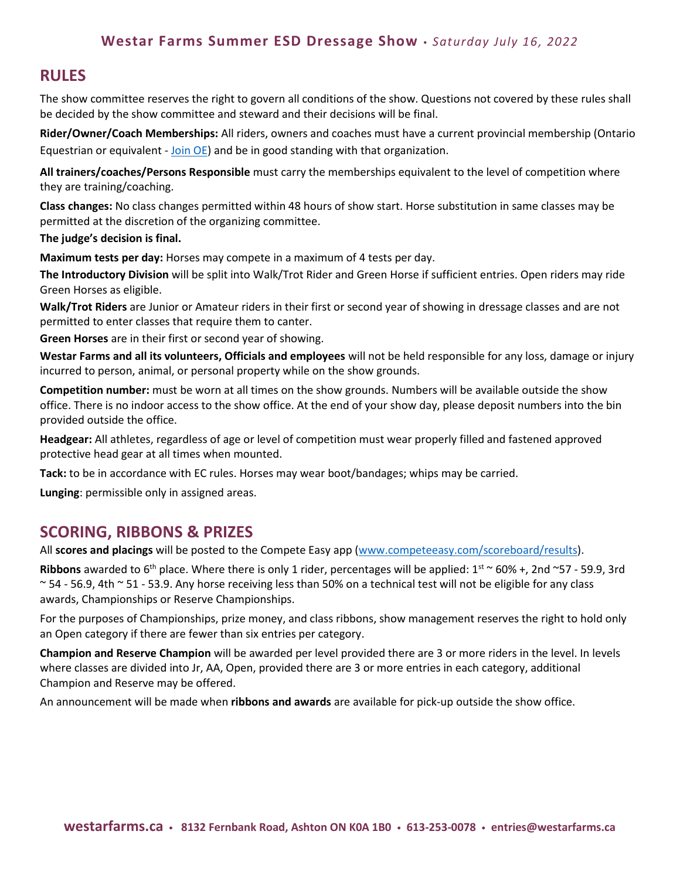## RULES

The show committee reserves the right to govern all conditions of the show. Questions not covered by these rules shall be decided by the show committee and steward and their decisions will be final.

**Rider/Owner/Coach Memberships:** All riders, owners and coaches must have a current provincial membership (Ontario Equestrian or equivalent - Join OE) and be in good standing with that organization.

**All trainers/coaches/Persons Responsible** must carry the memberships equivalent to the level of competition where they are training/coaching.

**Class changes:** No class changes permitted within 48 hours of show start. Horse substitution in same classes may be permitted at the discretion of the organizing committee.

**The judge's decision is final.**

**Maximum tests per day:** Horses may compete in a maximum of 4 tests per day.

**The Introductory Division** will be split into Walk/Trot Rider and Green Horse if sufficient entries. Open riders may ride Green Horses as eligible.

**Walk/Trot Riders** are Junior or Amateur riders in their first or second year of showing in dressage classes and are not permitted to enter classes that require them to canter.

**Green Horses** are in their first or second year of showing.

**Westar Farms and all its volunteers, Officials and employees** will not be held responsible for any loss, damage or injury incurred to person, animal, or personal property while on the show grounds.

**Competition number:** must be worn at all times on the show grounds. Numbers will be available outside the show office. There is no indoor access to the show office. At the end of your show day, please deposit numbers into the bin provided outside the office.

**Headgear:** All athletes, regardless of age or level of competition must wear properly filled and fastened approved protective head gear at all times when mounted.

**Tack:** to be in accordance with EC rules. Horses may wear boot/bandages; whips may be carried.

**Lunging**: permissible only in assigned areas.

## SCORING, RIBBONS & PRIZES

All **scores and placings** will be posted to the Compete Easy app (www.competeeasy.com/scoreboard/results).

**Ribbons** awarded to 6th place. Where there is only 1 rider, percentages will be applied: 1st ~ 60% +, 2nd ~57 - 59.9, 3rd ~ 54 - 56.9, 4th ~ 51 - 53.9. Any horse receiving less than 50% on a technical test will not be eligible for any class awards, Championships or Reserve Championships.

For the purposes of Championships, prize money, and class ribbons, show management reserves the right to hold only an Open category if there are fewer than six entries per category.

**Champion and Reserve Champion** will be awarded per level provided there are 3 or more riders in the level. In levels where classes are divided into Jr, AA, Open, provided there are 3 or more entries in each category, additional Champion and Reserve may be offered.

An announcement will be made when **ribbons and awards** are available for pick-up outside the show office.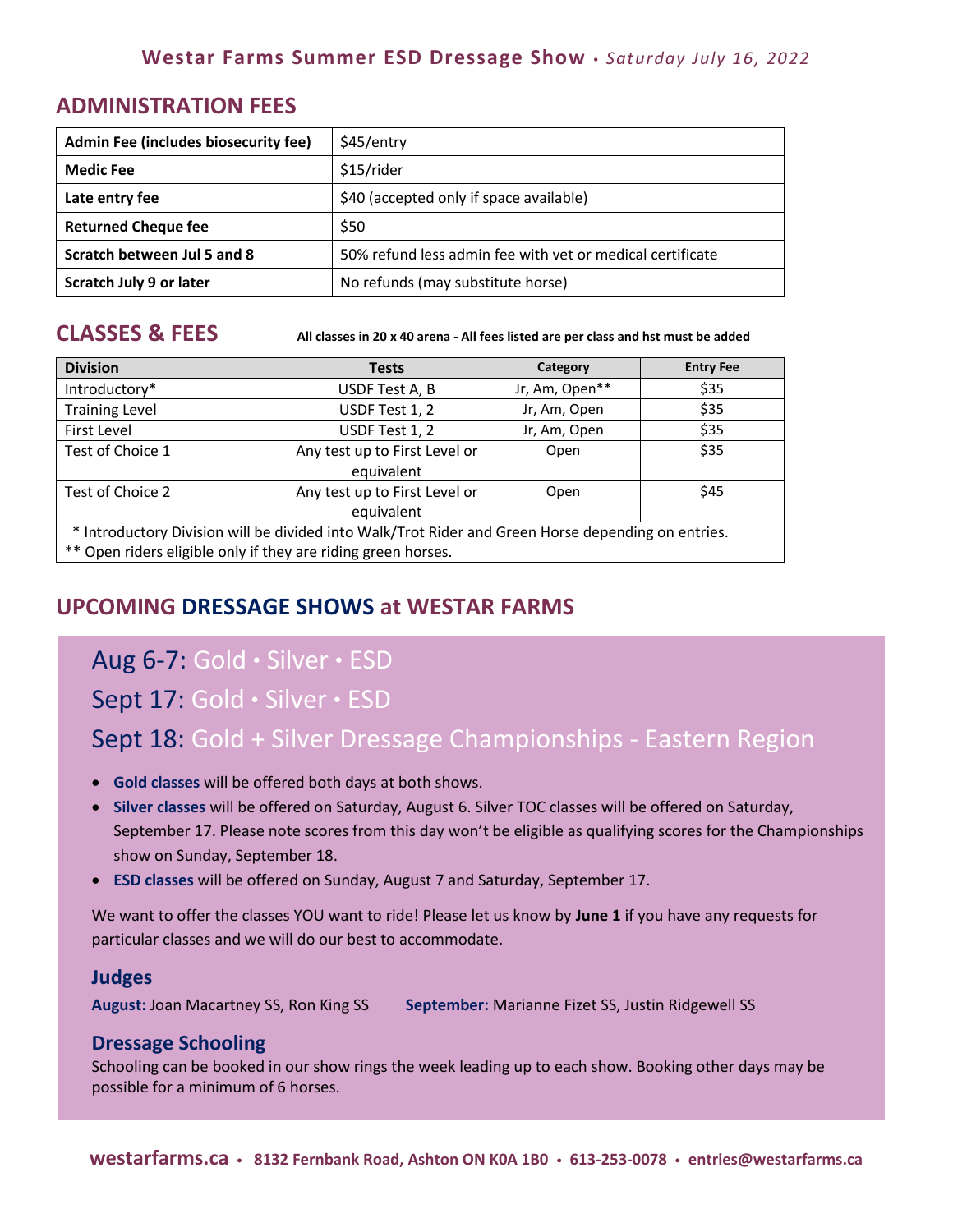**Westar Farms Summer ESD Dressage Show** • *Saturday July 16, 2022*

## ADMINISTRATION FEES

| | |
|---|---|
| **Admin Fee (includes biosecurity fee)** | $45/entry |
| **Medic Fee** | $15/rider |
| **Late entry fee** | $40 (accepted only if space available) |
| **Returned Cheque fee** | $50 |
| **Scratch between Jul 5 and 8** | 50% refund less admin fee with vet or medical certificate |
| **Scratch July 9 or later** | No refunds (may substitute horse) |

## CLASSES & FEES

**All classes in 20 x 40 arena - All fees listed are per class and hst must be added**

| Division | Tests | Category | Entry Fee |
|---|---|---|---|
| Introductory* | USDF Test A, B | Jr, Am, Open** | $35 |
| Training Level | USDF Test 1, 2 | Jr, Am, Open | $35 |
| First Level | USDF Test 1, 2 | Jr, Am, Open | $35 |
| Test of Choice 1 | Any test up to First Level or equivalent | Open | $35 |
| Test of Choice 2 | Any test up to First Level or equivalent | Open | $45 |

\* Introductory Division will be divided into Walk/Trot Rider and Green Horse depending on entries.
** Open riders eligible only if they are riding green horses.

## UPCOMING DRESSAGE SHOWS at WESTAR FARMS

### Aug 6-7: Gold • Silver • ESD

### Sept 17: Gold • Silver • ESD

### Sept 18: Gold + Silver Dressage Championships - Eastern Region

- **Gold classes** will be offered both days at both shows.
- **Silver classes** will be offered on Saturday, August 6. Silver TOC classes will be offered on Saturday, September 17. Please note scores from this day won't be eligible as qualifying scores for the Championships show on Sunday, September 18.
- **ESD classes** will be offered on Sunday, August 7 and Saturday, September 17.

We want to offer the classes YOU want to ride! Please let us know by **June 1** if you have any requests for particular classes and we will do our best to accommodate.

### Judges

**August:** Joan Macartney SS, Ron King SS **September:** Marianne Fizet SS, Justin Ridgewell SS

### Dressage Schooling

Schooling can be booked in our show rings the week leading up to each show. Booking other days may be possible for a minimum of 6 horses.

**westarfarms.ca** • **8132 Fernbank Road, Ashton ON K0A 1B0** • **613-253-0078** • **entries@westarfarms.ca**